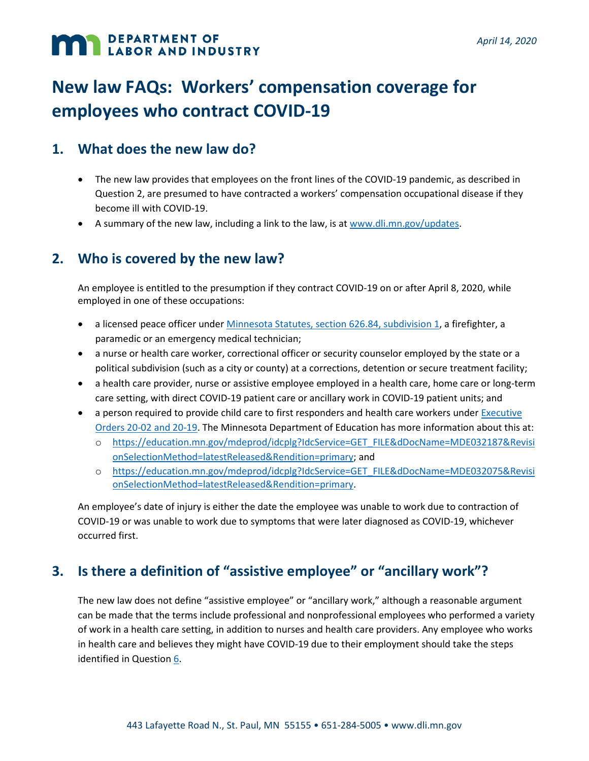DEPARTMENT OF LABOR AND INDUSTRY

*April 14, 2020*

# New law FAQs: Workers' compensation coverage for employees who contract COVID-19

## 1. What does the new law do?

- The new law provides that employees on the front lines of the COVID-19 pandemic, as described in Question 2, are presumed to have contracted a workers' compensation occupational disease if they become ill with COVID-19.
- A summary of the new law, including a link to the law, is at [www.dli.mn.gov/updates](www.dli.mn.gov/updates).

## 2. Who is covered by the new law?

An employee is entitled to the presumption if they contract COVID-19 on or after April 8, 2020, while employed in one of these occupations:

- a licensed peace officer under Minnesota Statutes, section 626.84, subdivision 1, a firefighter, a paramedic or an emergency medical technician;
- a nurse or health care worker, correctional officer or security counselor employed by the state or a political subdivision (such as a city or county) at a corrections, detention or secure treatment facility;
- a health care provider, nurse or assistive employee employed in a health care, home care or long-term care setting, with direct COVID-19 patient care or ancillary work in COVID-19 patient units; and
- a person required to provide child care to first responders and health care workers under Executive Orders 20-02 and 20-19. The Minnesota Department of Education has more information about this at:
  - https://education.mn.gov/mdeprod/idcplg?IdcService=GET_FILE&dDocName=MDE032187&RevisionSelectionMethod=latestReleased&Rendition=primary; and
  - https://education.mn.gov/mdeprod/idcplg?IdcService=GET_FILE&dDocName=MDE032075&RevisionSelectionMethod=latestReleased&Rendition=primary.

An employee's date of injury is either the date the employee was unable to work due to contraction of COVID-19 or was unable to work due to symptoms that were later diagnosed as COVID-19, whichever occurred first.

## 3. Is there a definition of "assistive employee" or "ancillary work"?

The new law does not define "assistive employee" or "ancillary work," although a reasonable argument can be made that the terms include professional and nonprofessional employees who performed a variety of work in a health care setting, in addition to nurses and health care providers. Any employee who works in health care and believes they might have COVID-19 due to their employment should take the steps identified in Question 6.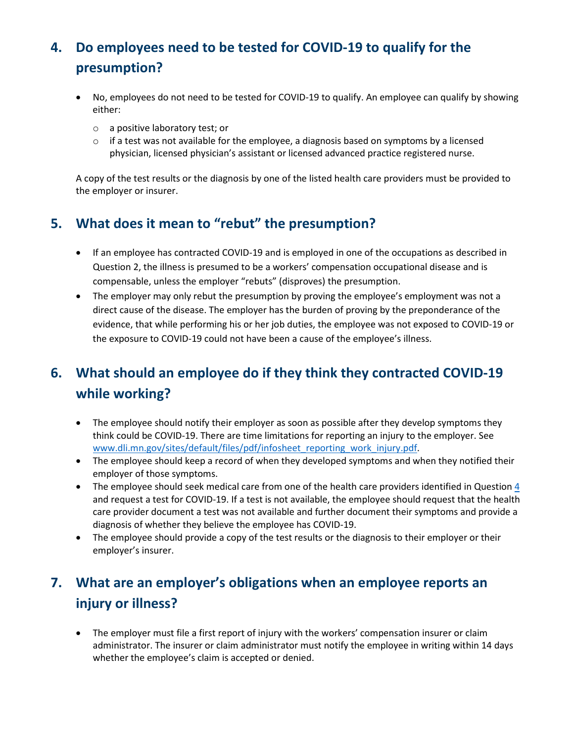## 4. Do employees need to be tested for COVID-19 to qualify for the presumption?

- No, employees do not need to be tested for COVID-19 to qualify. An employee can qualify by showing either:
  - a positive laboratory test; or
  - if a test was not available for the employee, a diagnosis based on symptoms by a licensed physician, licensed physician's assistant or licensed advanced practice registered nurse.

A copy of the test results or the diagnosis by one of the listed health care providers must be provided to the employer or insurer.

## 5. What does it mean to "rebut" the presumption?

- If an employee has contracted COVID-19 and is employed in one of the occupations as described in Question 2, the illness is presumed to be a workers' compensation occupational disease and is compensable, unless the employer "rebuts" (disproves) the presumption.
- The employer may only rebut the presumption by proving the employee's employment was not a direct cause of the disease. The employer has the burden of proving by the preponderance of the evidence, that while performing his or her job duties, the employee was not exposed to COVID-19 or the exposure to COVID-19 could not have been a cause of the employee's illness.

## 6. What should an employee do if they think they contracted COVID-19 while working?

- The employee should notify their employer as soon as possible after they develop symptoms they think could be COVID-19. There are time limitations for reporting an injury to the employer. See [www.dli.mn.gov/sites/default/files/pdf/infosheet_reporting_work_injury.pdf](www.dli.mn.gov/sites/default/files/pdf/infosheet_reporting_work_injury.pdf).
- The employee should keep a record of when they developed symptoms and when they notified their employer of those symptoms.
- The employee should seek medical care from one of the health care providers identified in Question 4 and request a test for COVID-19. If a test is not available, the employee should request that the health care provider document a test was not available and further document their symptoms and provide a diagnosis of whether they believe the employee has COVID-19.
- The employee should provide a copy of the test results or the diagnosis to their employer or their employer's insurer.

## 7. What are an employer's obligations when an employee reports an injury or illness?

- The employer must file a first report of injury with the workers' compensation insurer or claim administrator. The insurer or claim administrator must notify the employee in writing within 14 days whether the employee's claim is accepted or denied.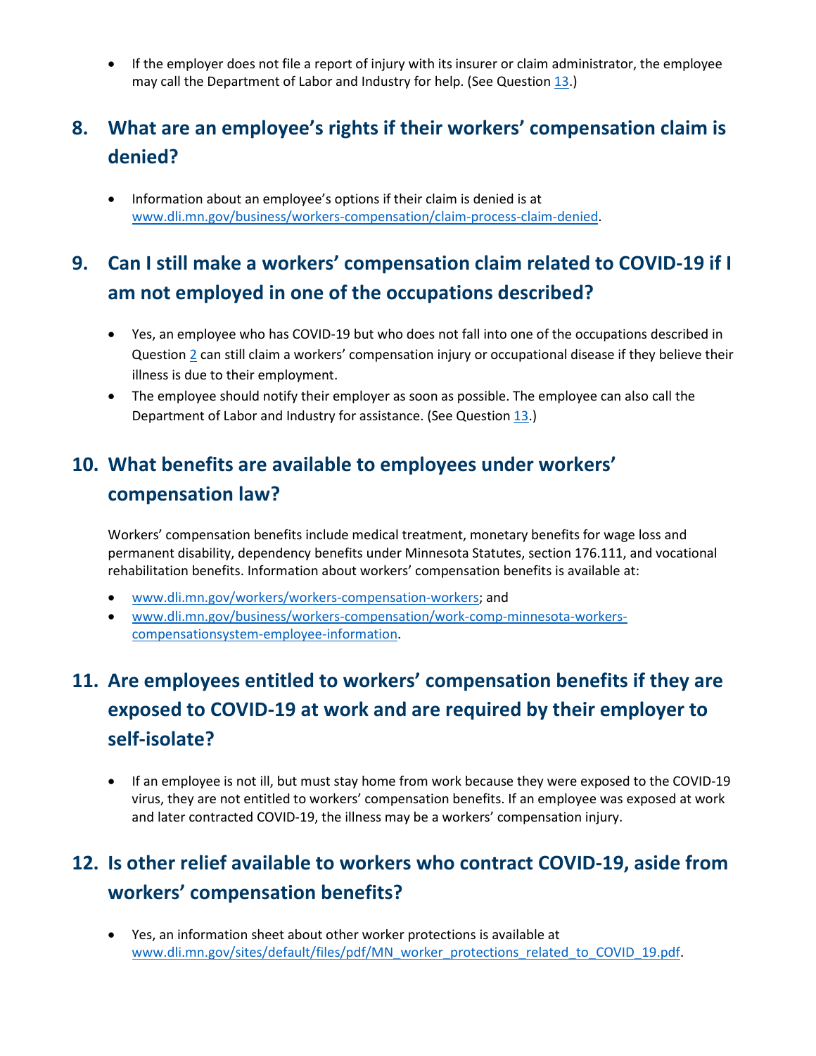- If the employer does not file a report of injury with its insurer or claim administrator, the employee may call the Department of Labor and Industry for help. (See Question 13.)

## 8. What are an employee's rights if their workers' compensation claim is denied?

- Information about an employee's options if their claim is denied is at www.dli.mn.gov/business/workers-compensation/claim-process-claim-denied.

## 9. Can I still make a workers' compensation claim related to COVID-19 if I am not employed in one of the occupations described?

- Yes, an employee who has COVID-19 but who does not fall into one of the occupations described in Question 2 can still claim a workers' compensation injury or occupational disease if they believe their illness is due to their employment.
- The employee should notify their employer as soon as possible. The employee can also call the Department of Labor and Industry for assistance. (See Question 13.)

## 10. What benefits are available to employees under workers' compensation law?

Workers' compensation benefits include medical treatment, monetary benefits for wage loss and permanent disability, dependency benefits under Minnesota Statutes, section 176.111, and vocational rehabilitation benefits. Information about workers' compensation benefits is available at:

- www.dli.mn.gov/workers/workers-compensation-workers; and
- www.dli.mn.gov/business/workers-compensation/work-comp-minnesota-workers-compensationsystem-employee-information.

## 11. Are employees entitled to workers' compensation benefits if they are exposed to COVID-19 at work and are required by their employer to self-isolate?

- If an employee is not ill, but must stay home from work because they were exposed to the COVID-19 virus, they are not entitled to workers' compensation benefits. If an employee was exposed at work and later contracted COVID-19, the illness may be a workers' compensation injury.

## 12. Is other relief available to workers who contract COVID-19, aside from workers' compensation benefits?

- Yes, an information sheet about other worker protections is available at www.dli.mn.gov/sites/default/files/pdf/MN_worker_protections_related_to_COVID_19.pdf.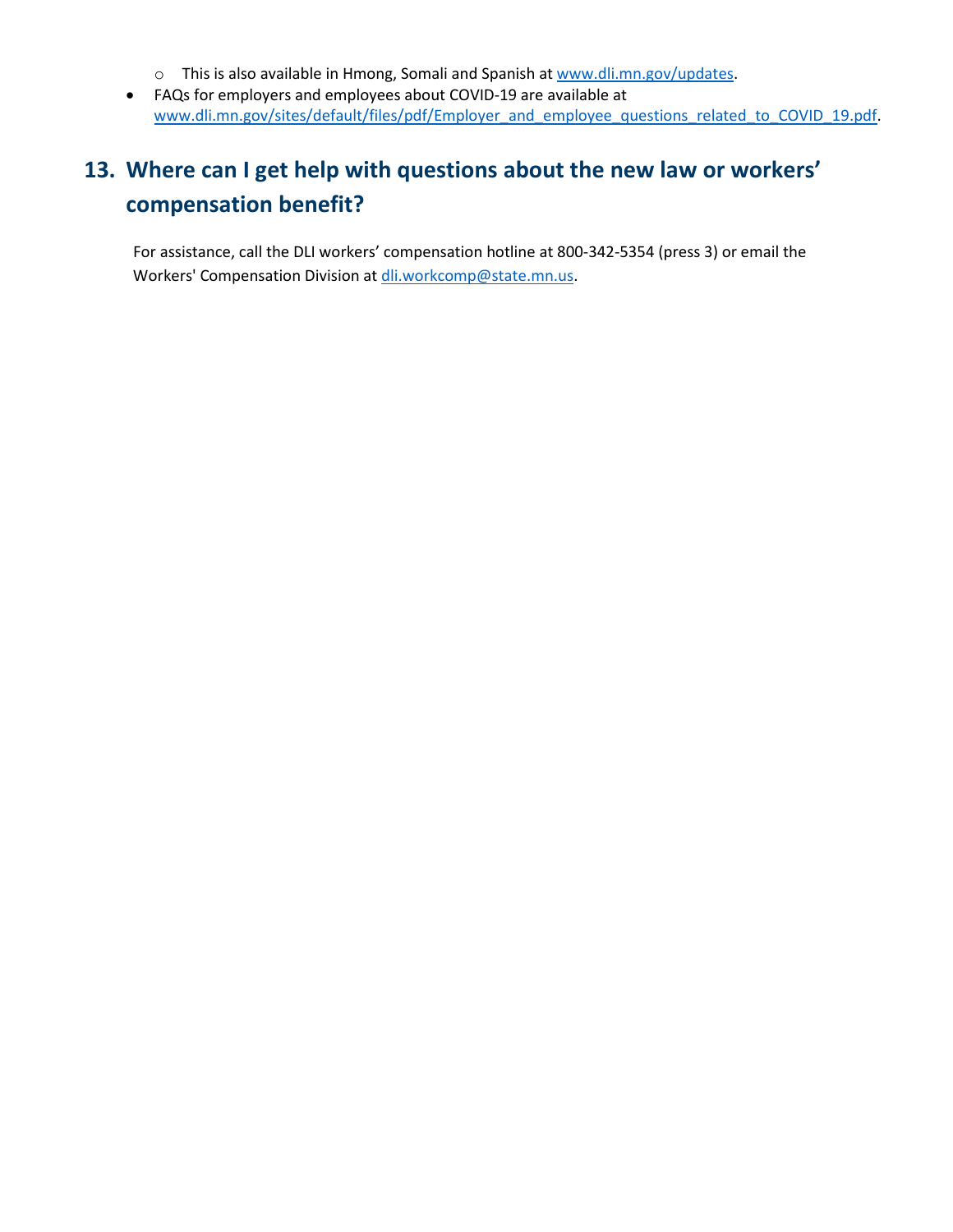- This is also available in Hmong, Somali and Spanish at [www.dli.mn.gov/updates](www.dli.mn.gov/updates).
- FAQs for employers and employees about COVID-19 are available at [www.dli.mn.gov/sites/default/files/pdf/Employer_and_employee_questions_related_to_COVID_19.pdf](www.dli.mn.gov/sites/default/files/pdf/Employer_and_employee_questions_related_to_COVID_19.pdf).

## 13. Where can I get help with questions about the new law or workers' compensation benefit?

For assistance, call the DLI workers' compensation hotline at 800-342-5354 (press 3) or email the Workers' Compensation Division at [dli.workcomp@state.mn.us](mailto:dli.workcomp@state.mn.us).